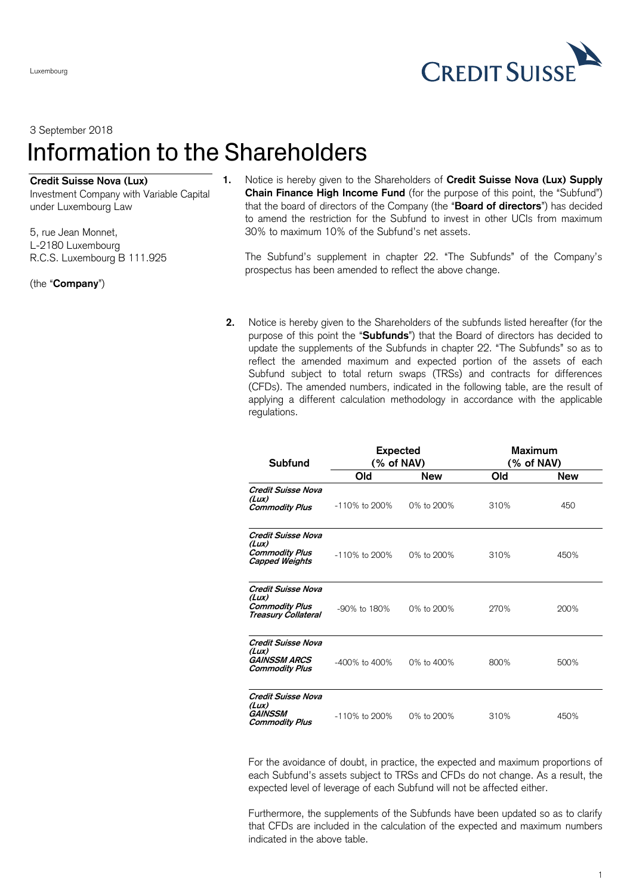Luxembourg

3 September 2018

# Information to the Shareholders

**Credit Suisse Nova (Lux)**
Investment Company with Variable Capital under Luxembourg Law

5, rue Jean Monnet,
L-2180 Luxembourg
R.C.S. Luxembourg B 111.925

(the "**Company**")

1. Notice is hereby given to the Shareholders of **Credit Suisse Nova (Lux) Supply Chain Finance High Income Fund** (for the purpose of this point, the "Subfund") that the board of directors of the Company (the "**Board of directors**") has decided to amend the restriction for the Subfund to invest in other UCIs from maximum 30% to maximum 10% of the Subfund's net assets.

   The Subfund's supplement in chapter 22. "The Subfunds" of the Company's prospectus has been amended to reflect the above change.

2. Notice is hereby given to the Shareholders of the subfunds listed hereafter (for the purpose of this point the "**Subfunds**") that the Board of directors has decided to update the supplements of the Subfunds in chapter 22. "The Subfunds" so as to reflect the amended maximum and expected portion of the assets of each Subfund subject to total return swaps (TRSs) and contracts for differences (CFDs). The amended numbers, indicated in the following table, are the result of applying a different calculation methodology in accordance with the applicable regulations.

| Subfund | Expected (% of NAV) | | Maximum (% of NAV) | |
|---|---|---|---|---|
| | Old | New | Old | New |
| ***Credit Suisse Nova (Lux) Commodity Plus*** | -110% to 200% | 0% to 200% | 310% | 450 |
| ***Credit Suisse Nova (Lux) Commodity Plus Capped Weights*** | -110% to 200% | 0% to 200% | 310% | 450% |
| ***Credit Suisse Nova (Lux) Commodity Plus Treasury Collateral*** | -90% to 180% | 0% to 200% | 270% | 200% |
| ***Credit Suisse Nova (Lux) GAINSSM ARCS Commodity Plus*** | -400% to 400% | 0% to 400% | 800% | 500% |
| ***Credit Suisse Nova (Lux) GAINSSM Commodity Plus*** | -110% to 200% | 0% to 200% | 310% | 450% |

For the avoidance of doubt, in practice, the expected and maximum proportions of each Subfund's assets subject to TRSs and CFDs do not change. As a result, the expected level of leverage of each Subfund will not be affected either.

Furthermore, the supplements of the Subfunds have been updated so as to clarify that CFDs are included in the calculation of the expected and maximum numbers indicated in the above table.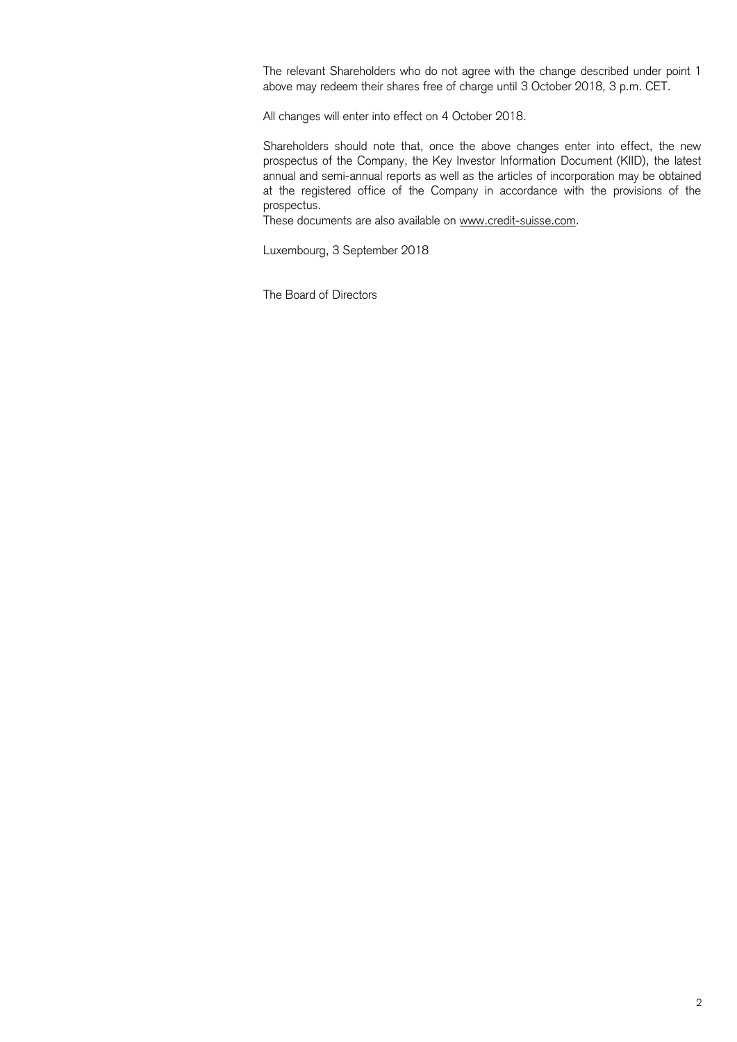The relevant Shareholders who do not agree with the change described under point 1 above may redeem their shares free of charge until 3 October 2018, 3 p.m. CET.

All changes will enter into effect on 4 October 2018.

Shareholders should note that, once the above changes enter into effect, the new prospectus of the Company, the Key Investor Information Document (KIID), the latest annual and semi-annual reports as well as the articles of incorporation may be obtained at the registered office of the Company in accordance with the provisions of the prospectus.
These documents are also available on www.credit-suisse.com.

Luxembourg, 3 September 2018

The Board of Directors